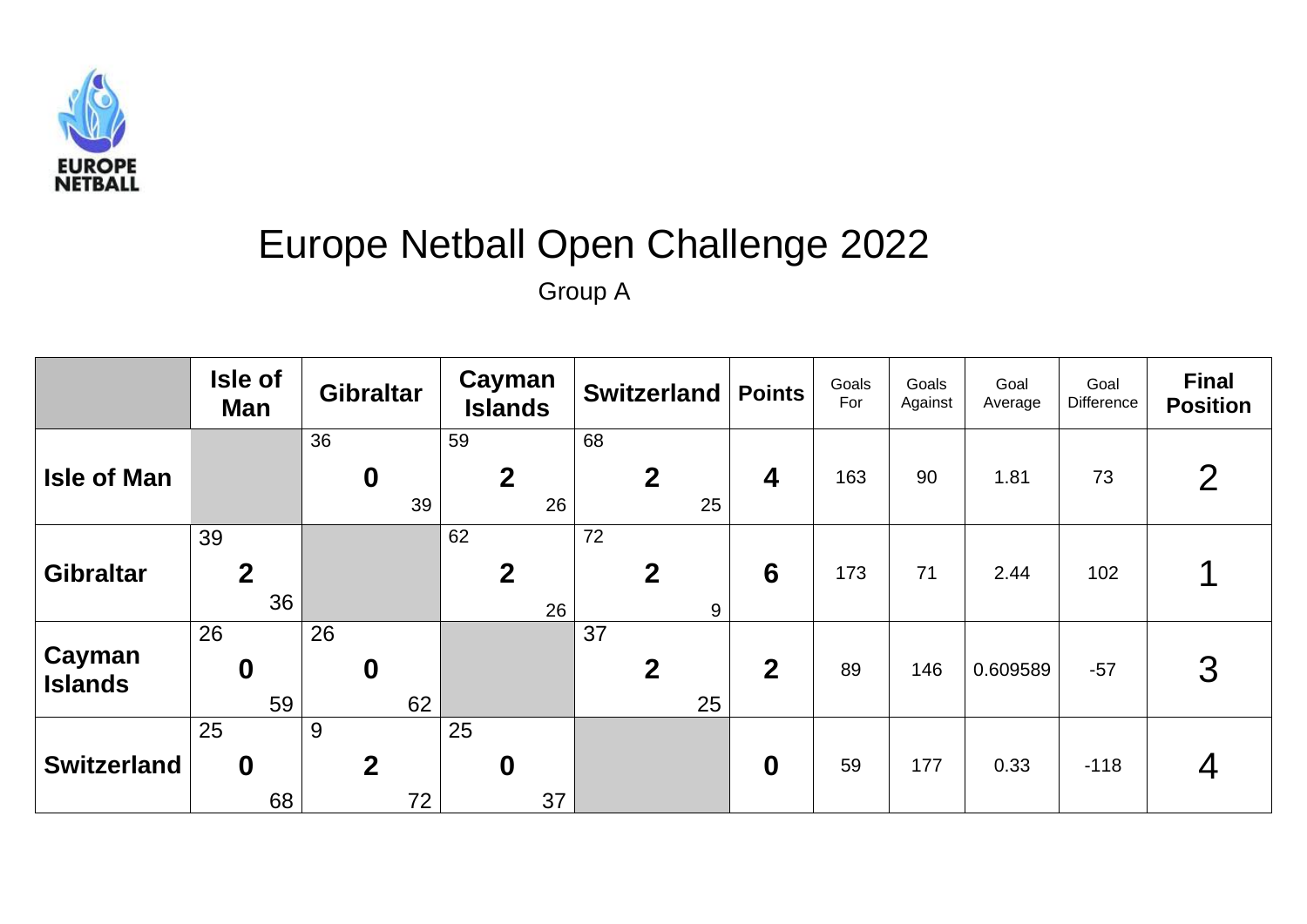EUROPE NETBALL

# Europe Netball Open Challenge 2022

## Group A

| | Isle of Man | Gibraltar | Cayman Islands | Switzerland | Points | Goals For | Goals Against | Goal Average | Goal Difference | Final Position |
|---|---|---|---|---|---|---|---|---|---|---|
| **Isle of Man** | | 36 **0** 39 | 59 **2** 26 | 68 **2** 25 | **4** | 163 | 90 | 1.81 | 73 | 2 |
| **Gibraltar** | 39 **2** 36 | | 62 **2** 26 | 72 **2** 9 | **6** | 173 | 71 | 2.44 | 102 | 1 |
| **Cayman Islands** | 26 **0** 59 | 26 **0** 62 | | 37 **2** 25 | **2** | 89 | 146 | 0.609589 | -57 | 3 |
| **Switzerland** | 25 **0** 68 | 9 **2** 72 | 25 **0** 37 | | **0** | 59 | 177 | 0.33 | -118 | 4 |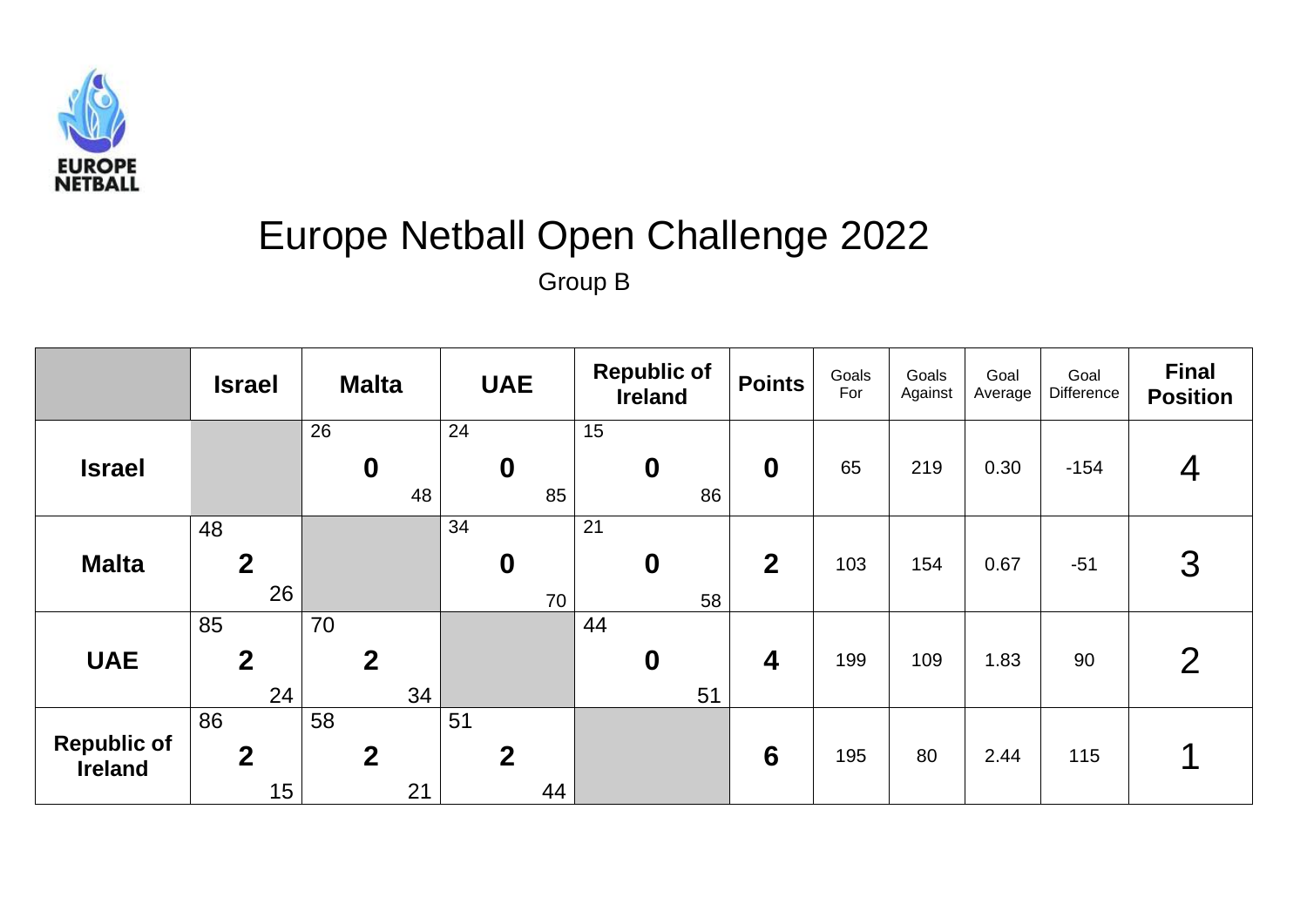EUROPE NETBALL

# Europe Netball Open Challenge 2022

## Group B

| | Israel | Malta | UAE | Republic of Ireland | Points | Goals For | Goals Against | Goal Average | Goal Difference | Final Position |
|---|---|---|---|---|---|---|---|---|---|---|
| **Israel** | | 26 **0** 48 | 24 **0** 85 | 15 **0** 86 | **0** | 65 | 219 | 0.30 | -154 | 4 |
| **Malta** | 48 **2** 26 | | 34 **0** 70 | 21 **0** 58 | **2** | 103 | 154 | 0.67 | -51 | 3 |
| **UAE** | 85 **2** 24 | 70 **2** 34 | | 44 **0** 51 | **4** | 199 | 109 | 1.83 | 90 | 2 |
| **Republic of Ireland** | 86 **2** 15 | 58 **2** 21 | 51 **2** 44 | | **6** | 195 | 80 | 2.44 | 115 | 1 |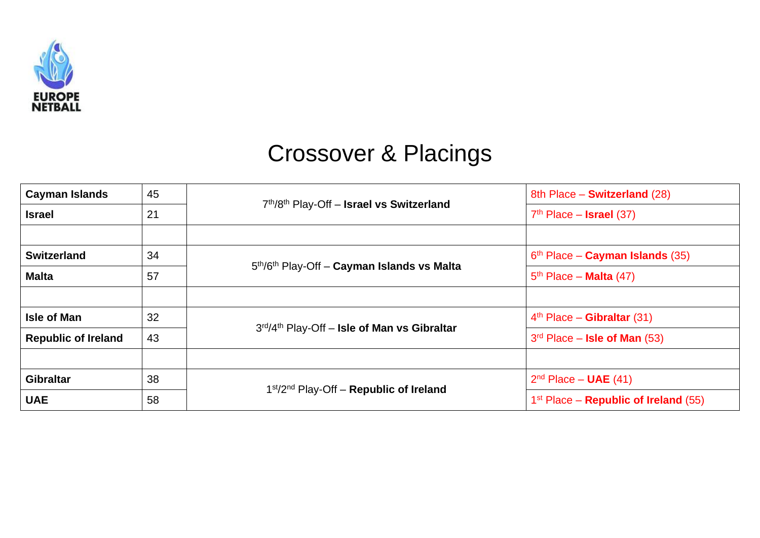EUROPE NETBALL

# Crossover & Placings

| | | | |
|---|---|---|---|
| **Cayman Islands** | 45 | 7th/8th Play-Off – **Israel vs Switzerland** | 8th Place – **Switzerland** (28) |
| **Israel** | 21 | | 7th Place – **Israel** (37) |
| | | | |
| **Switzerland** | 34 | 5th/6th Play-Off – **Cayman Islands vs Malta** | 6th Place – **Cayman Islands** (35) |
| **Malta** | 57 | | 5th Place – **Malta** (47) |
| | | | |
| **Isle of Man** | 32 | 3rd/4th Play-Off – **Isle of Man vs Gibraltar** | 4th Place – **Gibraltar** (31) |
| **Republic of Ireland** | 43 | | 3rd Place – **Isle of Man** (53) |
| | | | |
| **Gibraltar** | 38 | 1st/2nd Play-Off – **Republic of Ireland** | 2nd Place – **UAE** (41) |
| **UAE** | 58 | | 1st Place – **Republic of Ireland** (55) |